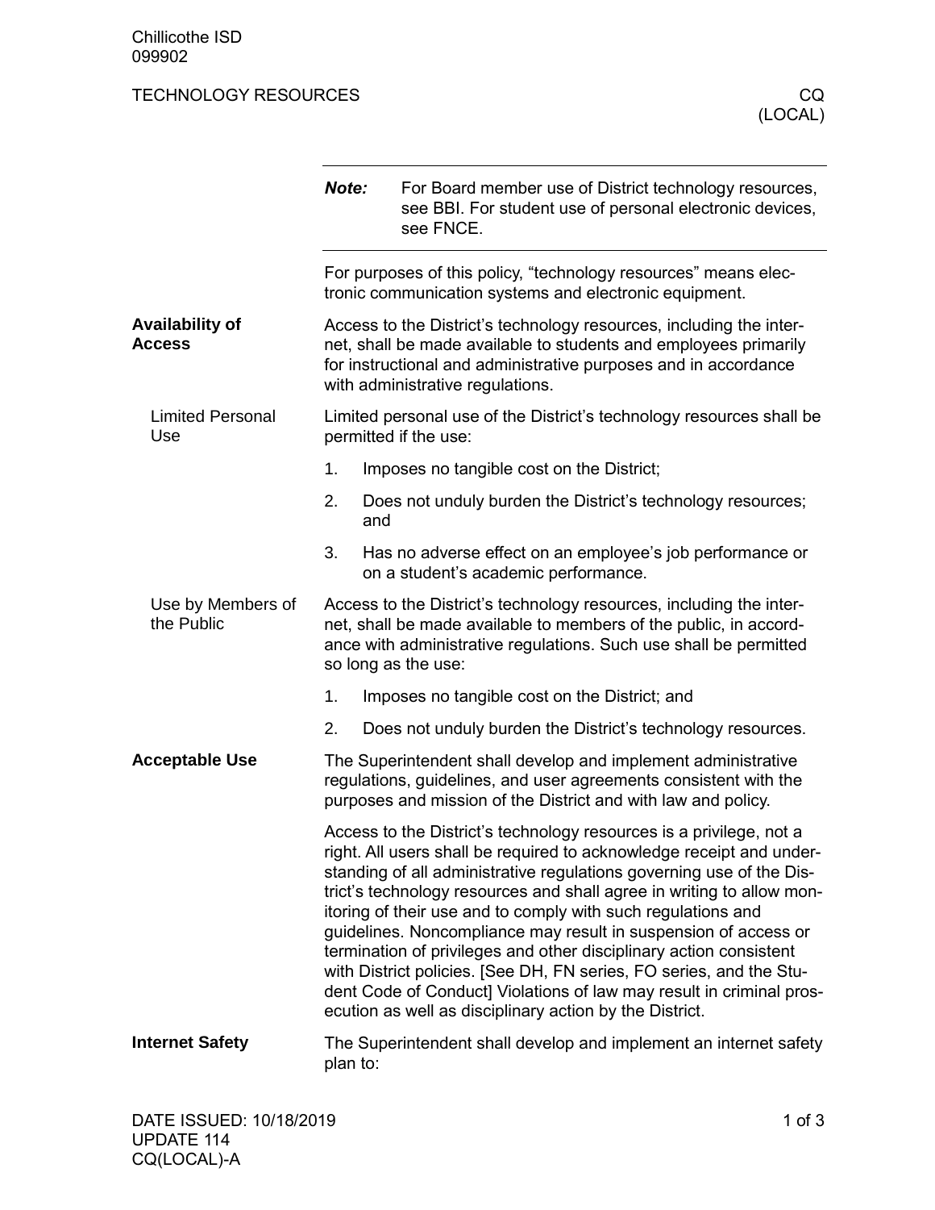Chillicothe ISD
099902

# TECHNOLOGY RESOURCES — CQ (LOCAL)

> ***Note:*** For Board member use of District technology resources, see BBI. For student use of personal electronic devices, see FNCE.

For purposes of this policy, "technology resources" means electronic communication systems and electronic equipment.

## Availability of Access

Access to the District's technology resources, including the internet, shall be made available to students and employees primarily for instructional and administrative purposes and in accordance with administrative regulations.

### Limited Personal Use

Limited personal use of the District's technology resources shall be permitted if the use:

1. Imposes no tangible cost on the District;
2. Does not unduly burden the District's technology resources; and
3. Has no adverse effect on an employee's job performance or on a student's academic performance.

### Use by Members of the Public

Access to the District's technology resources, including the internet, shall be made available to members of the public, in accordance with administrative regulations. Such use shall be permitted so long as the use:

1. Imposes no tangible cost on the District; and
2. Does not unduly burden the District's technology resources.

## Acceptable Use

The Superintendent shall develop and implement administrative regulations, guidelines, and user agreements consistent with the purposes and mission of the District and with law and policy.

Access to the District's technology resources is a privilege, not a right. All users shall be required to acknowledge receipt and understanding of all administrative regulations governing use of the District's technology resources and shall agree in writing to allow monitoring of their use and to comply with such regulations and guidelines. Noncompliance may result in suspension of access or termination of privileges and other disciplinary action consistent with District policies. [See DH, FN series, FO series, and the Student Code of Conduct] Violations of law may result in criminal prosecution as well as disciplinary action by the District.

## Internet Safety

The Superintendent shall develop and implement an internet safety plan to:

DATE ISSUED: 10/18/2019
UPDATE 114
CQ(LOCAL)-A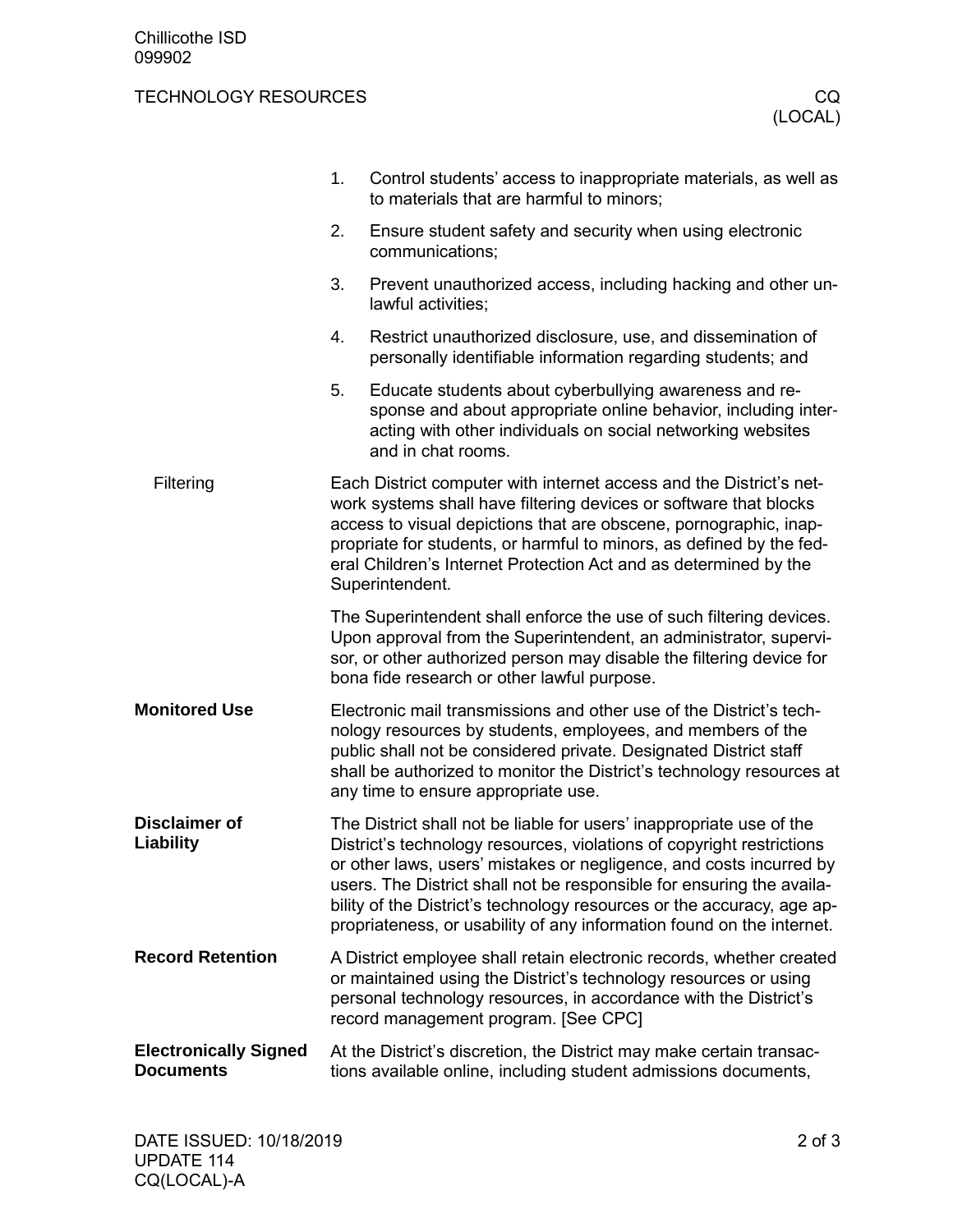1. Control students' access to inappropriate materials, as well as to materials that are harmful to minors;
2. Ensure student safety and security when using electronic communications;
3. Prevent unauthorized access, including hacking and other unlawful activities;
4. Restrict unauthorized disclosure, use, and dissemination of personally identifiable information regarding students; and
5. Educate students about cyberbullying awareness and response and about appropriate online behavior, including interacting with other individuals on social networking websites and in chat rooms.

### Filtering

Each District computer with internet access and the District's network systems shall have filtering devices or software that blocks access to visual depictions that are obscene, pornographic, inappropriate for students, or harmful to minors, as defined by the federal Children's Internet Protection Act and as determined by the Superintendent.

The Superintendent shall enforce the use of such filtering devices. Upon approval from the Superintendent, an administrator, supervisor, or other authorized person may disable the filtering device for bona fide research or other lawful purpose.

## Monitored Use

Electronic mail transmissions and other use of the District's technology resources by students, employees, and members of the public shall not be considered private. Designated District staff shall be authorized to monitor the District's technology resources at any time to ensure appropriate use.

## Disclaimer of Liability

The District shall not be liable for users' inappropriate use of the District's technology resources, violations of copyright restrictions or other laws, users' mistakes or negligence, and costs incurred by users. The District shall not be responsible for ensuring the availability of the District's technology resources or the accuracy, age appropriateness, or usability of any information found on the internet.

## Record Retention

A District employee shall retain electronic records, whether created or maintained using the District's technology resources or using personal technology resources, in accordance with the District's record management program. [See CPC]

## Electronically Signed Documents

At the District's discretion, the District may make certain transactions available online, including student admissions documents,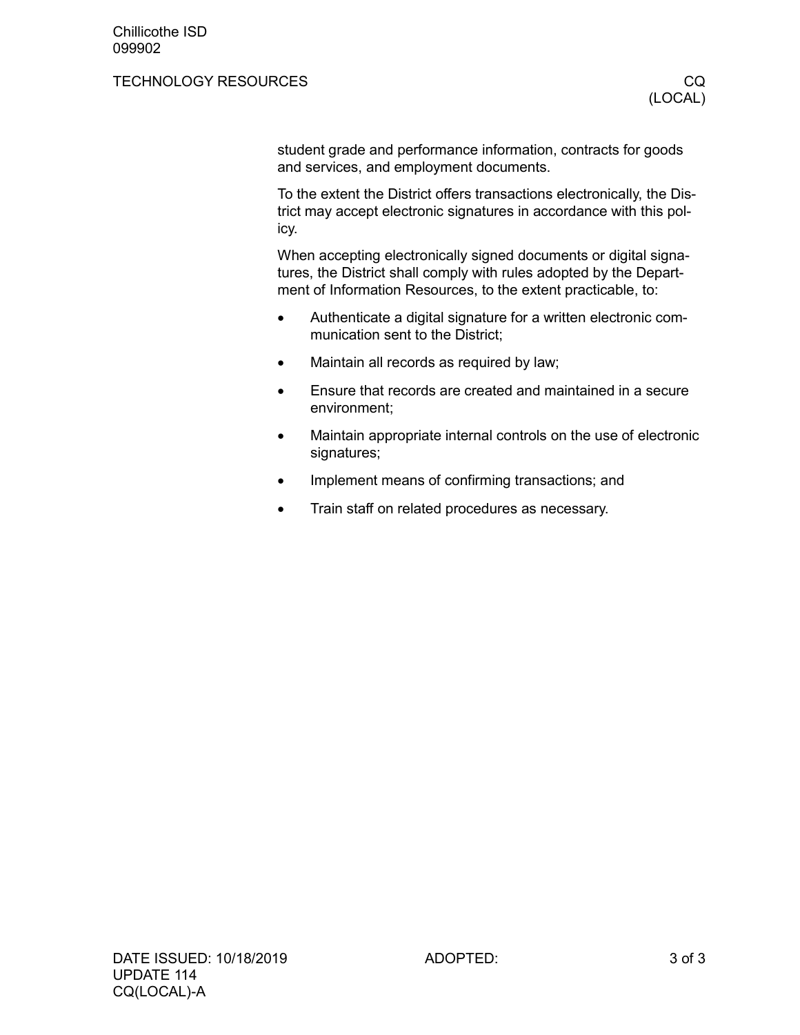student grade and performance information, contracts for goods and services, and employment documents.

To the extent the District offers transactions electronically, the District may accept electronic signatures in accordance with this policy.

When accepting electronically signed documents or digital signatures, the District shall comply with rules adopted by the Department of Information Resources, to the extent practicable, to:

- Authenticate a digital signature for a written electronic communication sent to the District;
- Maintain all records as required by law;
- Ensure that records are created and maintained in a secure environment;
- Maintain appropriate internal controls on the use of electronic signatures;
- Implement means of confirming transactions; and
- Train staff on related procedures as necessary.